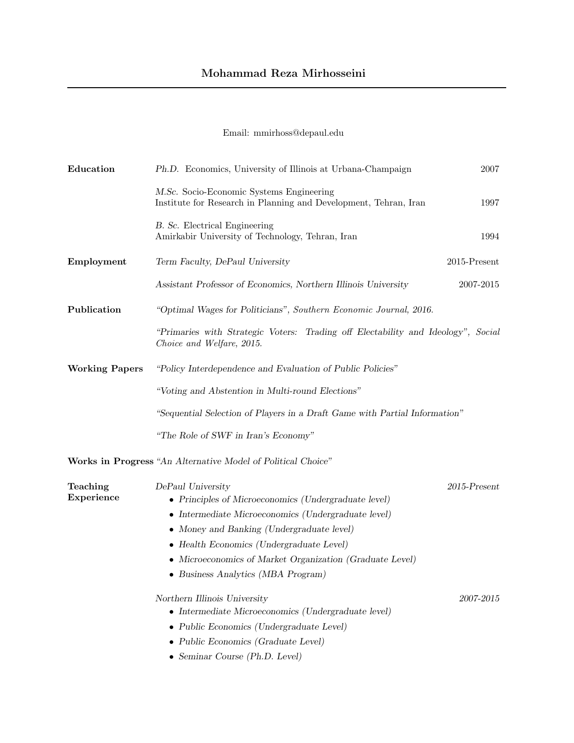# Mohammad Reza Mirhosseini

Email: mmirhoss@depaul.edu

## Education

*Ph.D.* Economics, University of Illinois at Urbana-Champaign — 2007

*M.Sc.* Socio-Economic Systems Engineering
Institute for Research in Planning and Development, Tehran, Iran — 1997

*B. Sc.* Electrical Engineering
Amirkabir University of Technology, Tehran, Iran — 1994

## Employment

*Term Faculty, DePaul University* — 2015-Present

*Assistant Professor of Economics, Northern Illinois University* — 2007-2015

## Publication

*"Optimal Wages for Politicians", Southern Economic Journal, 2016.*

*"Primaries with Strategic Voters: Trading off Electability and Ideology", Social Choice and Welfare, 2015.*

## Working Papers

*"Policy Interdependence and Evaluation of Public Policies"*

*"Voting and Abstention in Multi-round Elections"*

*"Sequential Selection of Players in a Draft Game with Partial Information"*

*"The Role of SWF in Iran's Economy"*

## Works in Progress

*"An Alternative Model of Political Choice"*

## Teaching Experience

*DePaul University* — *2015-Present*

- *Principles of Microeconomics (Undergraduate level)*
- *Intermediate Microeconomics (Undergraduate level)*
- *Money and Banking (Undergraduate level)*
- *Health Economics (Undergraduate Level)*
- *Microeconomics of Market Organization (Graduate Level)*
- *Business Analytics (MBA Program)*

*Northern Illinois University* — *2007-2015*

- *Intermediate Microeconomics (Undergraduate level)*
- *Public Economics (Undergraduate Level)*
- *Public Economics (Graduate Level)*
- *Seminar Course (Ph.D. Level)*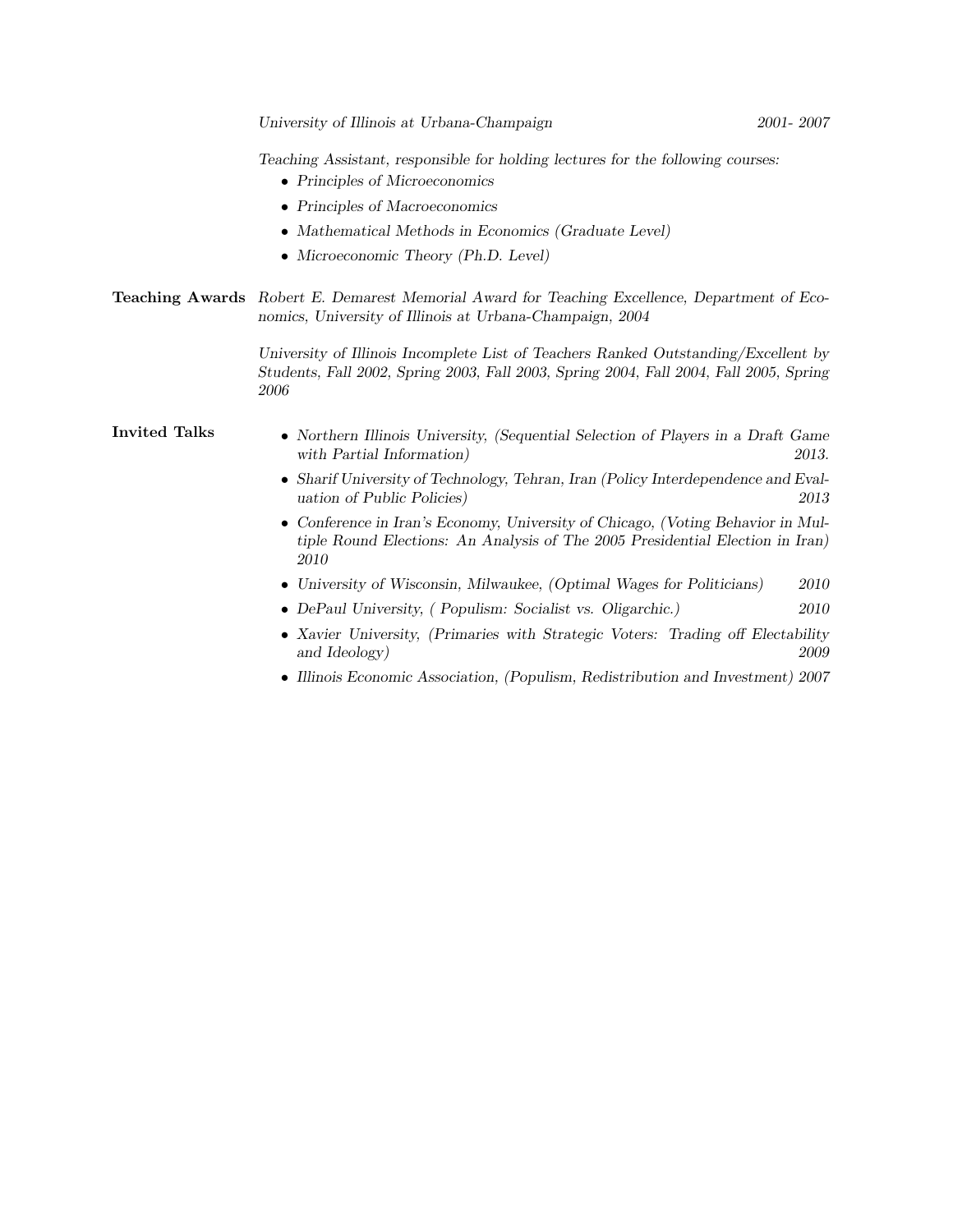*University of Illinois at Urbana-Champaign* *2001- 2007*

*Teaching Assistant, responsible for holding lectures for the following courses:*

- *Principles of Microeconomics*
- *Principles of Macroeconomics*
- *Mathematical Methods in Economics (Graduate Level)*
- *Microeconomic Theory (Ph.D. Level)*

**Teaching Awards**

*Robert E. Demarest Memorial Award for Teaching Excellence, Department of Economics, University of Illinois at Urbana-Champaign, 2004*

*University of Illinois Incomplete List of Teachers Ranked Outstanding/Excellent by Students, Fall 2002, Spring 2003, Fall 2003, Spring 2004, Fall 2004, Fall 2005, Spring 2006*

**Invited Talks**

- *Northern Illinois University, (Sequential Selection of Players in a Draft Game with Partial Information) 2013.*
- *Sharif University of Technology, Tehran, Iran (Policy Interdependence and Evaluation of Public Policies) 2013*
- *Conference in Iran's Economy, University of Chicago, (Voting Behavior in Multiple Round Elections: An Analysis of The 2005 Presidential Election in Iran) 2010*
- *University of Wisconsin, Milwaukee, (Optimal Wages for Politicians) 2010*
- *DePaul University, ( Populism: Socialist vs. Oligarchic.) 2010*
- *Xavier University, (Primaries with Strategic Voters: Trading off Electability and Ideology) 2009*
- *Illinois Economic Association, (Populism, Redistribution and Investment) 2007*